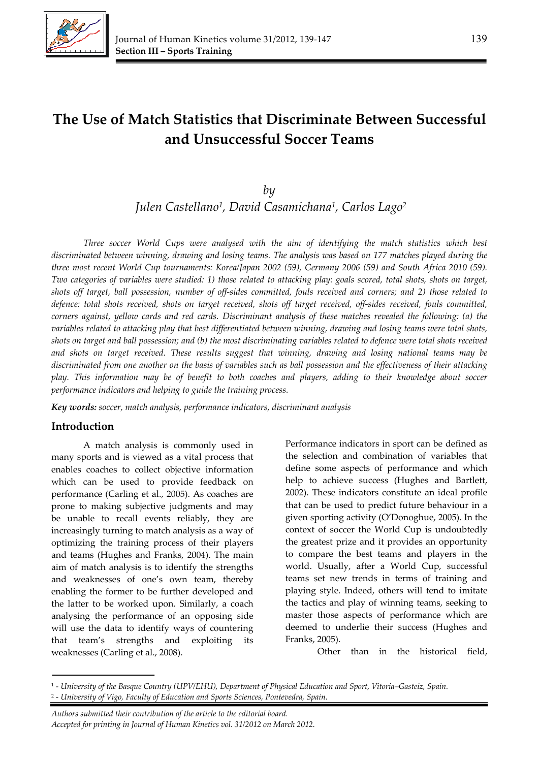# The Use of Match Statistics that Discriminate Between Successful and Unsuccessful Soccer Teams

*by*

*Julen Castellano[1], David Casamichana[1], Carlos Lago[2]*

*Three soccer World Cups were analysed with the aim of identifying the match statistics which best discriminated between winning, drawing and losing teams. The analysis was based on 177 matches played during the three most recent World Cup tournaments: Korea/Japan 2002 (59), Germany 2006 (59) and South Africa 2010 (59). Two categories of variables were studied: 1) those related to attacking play: goals scored, total shots, shots on target, shots off target, ball possession, number of off-sides committed, fouls received and corners; and 2) those related to defence: total shots received, shots on target received, shots off target received, off-sides received, fouls committed, corners against, yellow cards and red cards. Discriminant analysis of these matches revealed the following: (a) the variables related to attacking play that best differentiated between winning, drawing and losing teams were total shots, shots on target and ball possession; and (b) the most discriminating variables related to defence were total shots received and shots on target received. These results suggest that winning, drawing and losing national teams may be discriminated from one another on the basis of variables such as ball possession and the effectiveness of their attacking play. This information may be of benefit to both coaches and players, adding to their knowledge about soccer performance indicators and helping to guide the training process.*

***Key words:*** *soccer, match analysis, performance indicators, discriminant analysis*

## Introduction

A match analysis is commonly used in many sports and is viewed as a vital process that enables coaches to collect objective information which can be used to provide feedback on performance (Carling et al., 2005). As coaches are prone to making subjective judgments and may be unable to recall events reliably, they are increasingly turning to match analysis as a way of optimizing the training process of their players and teams (Hughes and Franks, 2004). The main aim of match analysis is to identify the strengths and weaknesses of one's own team, thereby enabling the former to be further developed and the latter to be worked upon. Similarly, a coach analysing the performance of an opposing side will use the data to identify ways of countering that team's strengths and exploiting its weaknesses (Carling et al., 2008).

Performance indicators in sport can be defined as the selection and combination of variables that define some aspects of performance and which help to achieve success (Hughes and Bartlett, 2002). These indicators constitute an ideal profile that can be used to predict future behaviour in a given sporting activity (O'Donoghue, 2005). In the context of soccer the World Cup is undoubtedly the greatest prize and it provides an opportunity to compare the best teams and players in the world. Usually, after a World Cup, successful teams set new trends in terms of training and playing style. Indeed, others will tend to imitate the tactics and play of winning teams, seeking to master those aspects of performance which are deemed to underlie their success (Hughes and Franks, 2005).

Other than in the historical field,

[1] - *University of the Basque Country (UPV/EHU), Department of Physical Education and Sport, Vitoria–Gasteiz, Spain.*
[2] - *University of Vigo, Faculty of Education and Sports Sciences, Pontevedra, Spain.*

*Authors submitted their contribution of the article to the editorial board.*
*Accepted for printing in Journal of Human Kinetics vol. 31/2012 on March 2012.*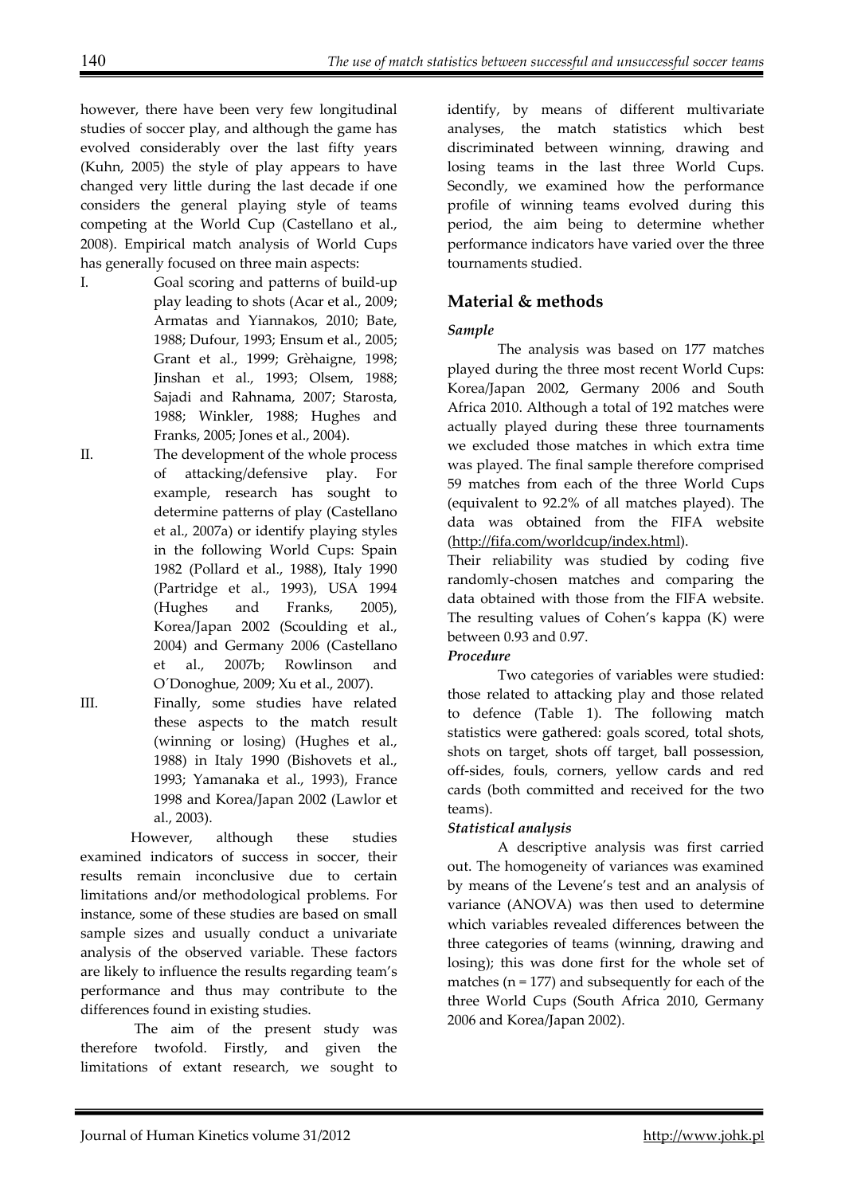however, there have been very few longitudinal studies of soccer play, and although the game has evolved considerably over the last fifty years (Kuhn, 2005) the style of play appears to have changed very little during the last decade if one considers the general playing style of teams competing at the World Cup (Castellano et al., 2008). Empirical match analysis of World Cups has generally focused on three main aspects:

I. Goal scoring and patterns of build-up play leading to shots (Acar et al., 2009; Armatas and Yiannakos, 2010; Bate, 1988; Dufour, 1993; Ensum et al., 2005; Grant et al., 1999; Grèhaigne, 1998; Jinshan et al., 1993; Olsem, 1988; Sajadi and Rahnama, 2007; Starosta, 1988; Winkler, 1988; Hughes and Franks, 2005; Jones et al., 2004).

II. The development of the whole process of attacking/defensive play. For example, research has sought to determine patterns of play (Castellano et al., 2007a) or identify playing styles in the following World Cups: Spain 1982 (Pollard et al., 1988), Italy 1990 (Partridge et al., 1993), USA 1994 (Hughes and Franks, 2005), Korea/Japan 2002 (Scoulding et al., 2004) and Germany 2006 (Castellano et al., 2007b; Rowlinson and O´Donoghue, 2009; Xu et al., 2007).

III. Finally, some studies have related these aspects to the match result (winning or losing) (Hughes et al., 1988) in Italy 1990 (Bishovets et al., 1993; Yamanaka et al., 1993), France 1998 and Korea/Japan 2002 (Lawlor et al., 2003).

However, although these studies examined indicators of success in soccer, their results remain inconclusive due to certain limitations and/or methodological problems. For instance, some of these studies are based on small sample sizes and usually conduct a univariate analysis of the observed variable. These factors are likely to influence the results regarding team's performance and thus may contribute to the differences found in existing studies.

The aim of the present study was therefore twofold. Firstly, and given the limitations of extant research, we sought to identify, by means of different multivariate analyses, the match statistics which best discriminated between winning, drawing and losing teams in the last three World Cups. Secondly, we examined how the performance profile of winning teams evolved during this period, the aim being to determine whether performance indicators have varied over the three tournaments studied.

## Material & methods

### *Sample*

The analysis was based on 177 matches played during the three most recent World Cups: Korea/Japan 2002, Germany 2006 and South Africa 2010. Although a total of 192 matches were actually played during these three tournaments we excluded those matches in which extra time was played. The final sample therefore comprised 59 matches from each of the three World Cups (equivalent to 92.2% of all matches played). The data was obtained from the FIFA website (http://fifa.com/worldcup/index.html).

Their reliability was studied by coding five randomly-chosen matches and comparing the data obtained with those from the FIFA website. The resulting values of Cohen's kappa (K) were between 0.93 and 0.97.

### *Procedure*

Two categories of variables were studied: those related to attacking play and those related to defence (Table 1). The following match statistics were gathered: goals scored, total shots, shots on target, shots off target, ball possession, off-sides, fouls, corners, yellow cards and red cards (both committed and received for the two teams).

### *Statistical analysis*

A descriptive analysis was first carried out. The homogeneity of variances was examined by means of the Levene's test and an analysis of variance (ANOVA) was then used to determine which variables revealed differences between the three categories of teams (winning, drawing and losing); this was done first for the whole set of matches ($n = 177$) and subsequently for each of the three World Cups (South Africa 2010, Germany 2006 and Korea/Japan 2002).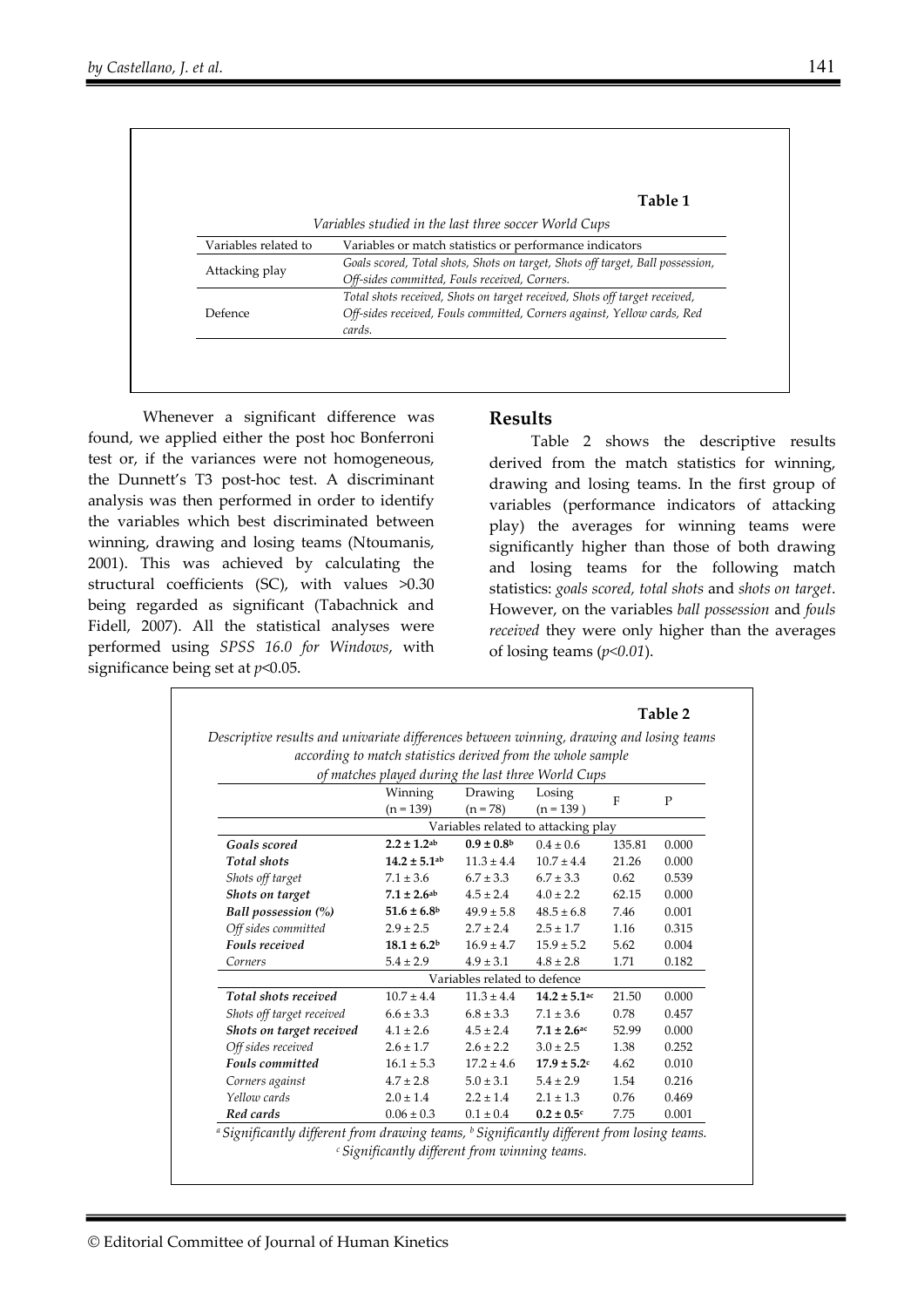**Table 1**

*Variables studied in the last three soccer World Cups*

| Variables related to | Variables or match statistics or performance indicators |
|---|---|
| Attacking play | *Goals scored, Total shots, Shots on target, Shots off target, Ball possession, Off-sides committed, Fouls received, Corners.* |
| Defence | *Total shots received, Shots on target received, Shots off target received, Off-sides received, Fouls committed, Corners against, Yellow cards, Red cards.* |

Whenever a significant difference was found, we applied either the post hoc Bonferroni test or, if the variances were not homogeneous, the Dunnett's T3 post-hoc test. A discriminant analysis was then performed in order to identify the variables which best discriminated between winning, drawing and losing teams (Ntoumanis, 2001). This was achieved by calculating the structural coefficients (SC), with values >0.30 being regarded as significant (Tabachnick and Fidell, 2007). All the statistical analyses were performed using *SPSS 16.0 for Windows*, with significance being set at $p<0.05$.

## Results

Table 2 shows the descriptive results derived from the match statistics for winning, drawing and losing teams. In the first group of variables (performance indicators of attacking play) the averages for winning teams were significantly higher than those of both drawing and losing teams for the following match statistics: *goals scored, total shots* and *shots on target*. However, on the variables *ball possession* and *fouls received* they were only higher than the averages of losing teams ($p<0.01$).

**Table 2**

*Descriptive results and univariate differences between winning, drawing and losing teams according to match statistics derived from the whole sample of matches played during the last three World Cups*

| | Winning (n = 139) | Drawing (n = 78) | Losing (n = 139 ) | F | P |
|---|---|---|---|---|---|
| | Variables related to attacking play | | | | |
| ***Goals scored*** | **2.2 ± 1.2**[ab] | **0.9 ± 0.8**[b] | 0.4 ± 0.6 | 135.81 | 0.000 |
| ***Total shots*** | **14.2 ± 5.1**[ab] | 11.3 ± 4.4 | 10.7 ± 4.4 | 21.26 | 0.000 |
| *Shots off target* | 7.1 ± 3.6 | 6.7 ± 3.3 | 6.7 ± 3.3 | 0.62 | 0.539 |
| ***Shots on target*** | **7.1 ± 2.6**[ab] | 4.5 ± 2.4 | 4.0 ± 2.2 | 62.15 | 0.000 |
| ***Ball possession (%)*** | **51.6 ± 6.8**[b] | 49.9 ± 5.8 | 48.5 ± 6.8 | 7.46 | 0.001 |
| *Off sides committed* | 2.9 ± 2.5 | 2.7 ± 2.4 | 2.5 ± 1.7 | 1.16 | 0.315 |
| ***Fouls received*** | **18.1 ± 6.2**[b] | 16.9 ± 4.7 | 15.9 ± 5.2 | 5.62 | 0.004 |
| *Corners* | 5.4 ± 2.9 | 4.9 ± 3.1 | 4.8 ± 2.8 | 1.71 | 0.182 |
| | Variables related to defence | | | | |
| ***Total shots received*** | 10.7 ± 4.4 | 11.3 ± 4.4 | **14.2 ± 5.1**[ac] | 21.50 | 0.000 |
| *Shots off target received* | 6.6 ± 3.3 | 6.8 ± 3.3 | 7.1 ± 3.6 | 0.78 | 0.457 |
| ***Shots on target received*** | 4.1 ± 2.6 | 4.5 ± 2.4 | **7.1 ± 2.6**[ac] | 52.99 | 0.000 |
| *Off sides received* | 2.6 ± 1.7 | 2.6 ± 2.2 | 3.0 ± 2.5 | 1.38 | 0.252 |
| ***Fouls committed*** | 16.1 ± 5.3 | 17.2 ± 4.6 | **17.9 ± 5.2**[c] | 4.62 | 0.010 |
| *Corners against* | 4.7 ± 2.8 | 5.0 ± 3.1 | 5.4 ± 2.9 | 1.54 | 0.216 |
| *Yellow cards* | 2.0 ± 1.4 | 2.2 ± 1.4 | 2.1 ± 1.3 | 0.76 | 0.469 |
| ***Red cards*** | 0.06 ± 0.3 | 0.1 ± 0.4 | **0.2 ± 0.5**[c] | 7.75 | 0.001 |

*[a] Significantly different from drawing teams, [b] Significantly different from losing teams.*
*[c] Significantly different from winning teams.*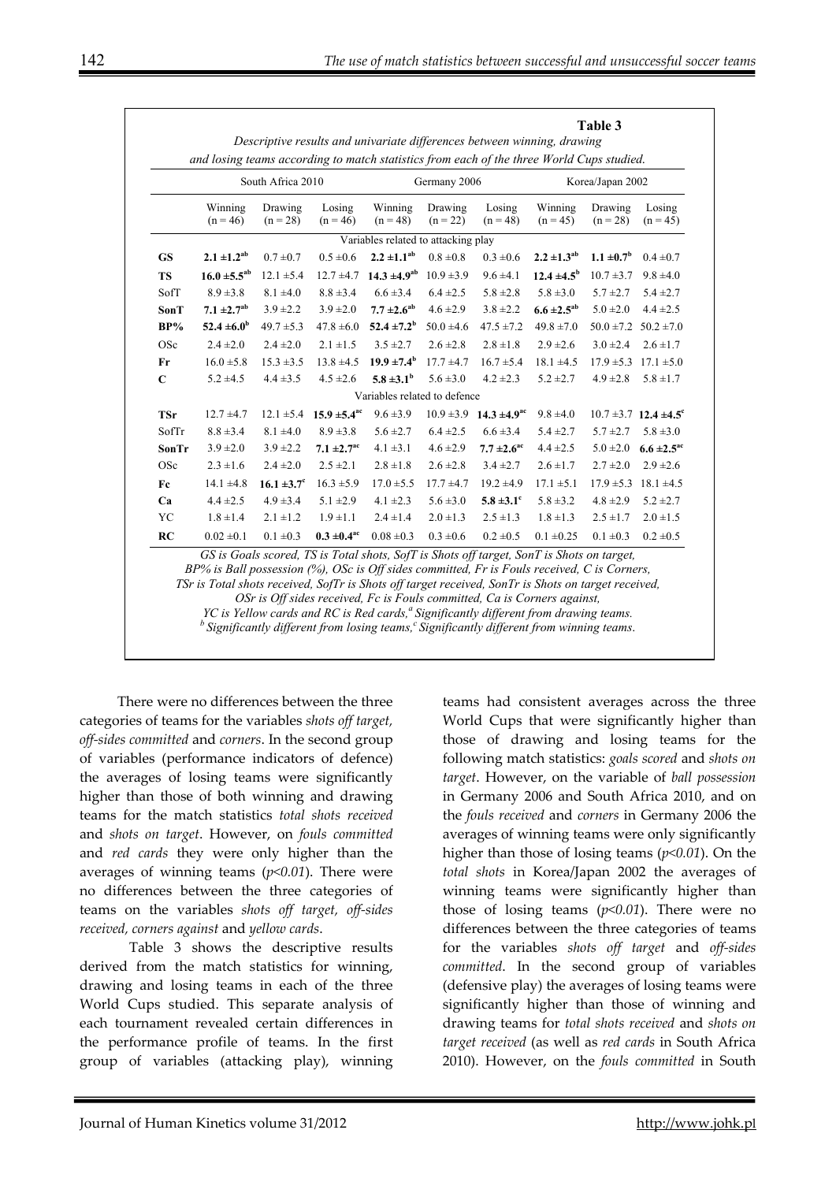**Table 3**

*Descriptive results and univariate differences between winning, drawing and losing teams according to match statistics from each of the three World Cups studied.*

| | South Africa 2010 | | | Germany 2006 | | | Korea/Japan 2002 | | |
|---|---|---|---|---|---|---|---|---|---|
| | Winning (n = 46) | Drawing (n = 28) | Losing (n = 46) | Winning (n = 48) | Drawing (n = 22) | Losing (n = 48) | Winning (n = 45) | Drawing (n = 28) | Losing (n = 45) |
| | | | | Variables related to attacking play | | | | | |
| **GS** | **2.1 ±1.2[ab]** | 0.7 ±0.7 | 0.5 ±0.6 | **2.2 ±1.1[ab]** | 0.8 ±0.8 | 0.3 ±0.6 | **2.2 ±1.3[ab]** | **1.1 ±0.7[b]** | 0.4 ±0.7 |
| **TS** | **16.0 ±5.5[ab]** | 12.1 ±5.4 | 12.7 ±4.7 | **14.3 ±4.9[ab]** | 10.9 ±3.9 | 9.6 ±4.1 | **12.4 ±4.5[b]** | 10.7 ±3.7 | 9.8 ±4.0 |
| SofT | 8.9 ±3.8 | 8.1 ±4.0 | 8.8 ±3.4 | 6.6 ±3.4 | 6.4 ±2.5 | 5.8 ±2.8 | 5.8 ±3.0 | 5.7 ±2.7 | 5.4 ±2.7 |
| **SonT** | **7.1 ±2.7[ab]** | 3.9 ±2.2 | 3.9 ±2.0 | **7.7 ±2.6[ab]** | 4.6 ±2.9 | 3.8 ±2.2 | **6.6 ±2.5[ab]** | 5.0 ±2.0 | 4.4 ±2.5 |
| **BP%** | **52.4 ±6.0[b]** | 49.7 ±5.3 | 47.8 ±6.0 | **52.4 ±7.2[b]** | 50.0 ±4.6 | 47.5 ±7.2 | 49.8 ±7.0 | 50.0 ±7.2 | 50.2 ±7.0 |
| OSc | 2.4 ±2.0 | 2.4 ±2.0 | 2.1 ±1.5 | 3.5 ±2.7 | 2.6 ±2.8 | 2.8 ±1.8 | 2.9 ±2.6 | 3.0 ±2.4 | 2.6 ±1.7 |
| **Fr** | 16.0 ±5.8 | 15.3 ±3.5 | 13.8 ±4.5 | **19.9 ±7.4[b]** | 17.7 ±4.7 | 16.7 ±5.4 | 18.1 ±4.5 | 17.9 ±5.3 | 17.1 ±5.0 |
| **C** | 5.2 ±4.5 | 4.4 ±3.5 | 4.5 ±2.6 | **5.8 ±3.1[b]** | 5.6 ±3.0 | 4.2 ±2.3 | 5.2 ±2.7 | 4.9 ±2.8 | 5.8 ±1.7 |
| | | | | Variables related to defence | | | | | |
| **TSr** | 12.7 ±4.7 | 12.1 ±5.4 | **15.9 ±5.4[ac]** | 9.6 ±3.9 | 10.9 ±3.9 | **14.3 ±4.9[ac]** | 9.8 ±4.0 | 10.7 ±3.7 | **12.4 ±4.5[c]** |
| SofTr | 8.8 ±3.4 | 8.1 ±4.0 | 8.9 ±3.8 | 5.6 ±2.7 | 6.4 ±2.5 | 6.6 ±3.4 | 5.4 ±2.7 | 5.7 ±2.7 | 5.8 ±3.0 |
| **SonTr** | 3.9 ±2.0 | 3.9 ±2.2 | **7.1 ±2.7[ac]** | 4.1 ±3.1 | 4.6 ±2.9 | **7.7 ±2.6[ac]** | 4.4 ±2.5 | 5.0 ±2.0 | **6.6 ±2.5[ac]** |
| OSc | 2.3 ±1.6 | 2.4 ±2.0 | 2.5 ±2.1 | 2.8 ±1.8 | 2.6 ±2.8 | 3.4 ±2.7 | 2.6 ±1.7 | 2.7 ±2.0 | 2.9 ±2.6 |
| **Fc** | 14.1 ±4.8 | **16.1 ±3.7[c]** | 16.3 ±5.9 | 17.0 ±5.5 | 17.7 ±4.7 | 19.2 ±4.9 | 17.1 ±5.1 | 17.9 ±5.3 | 18.1 ±4.5 |
| **Ca** | 4.4 ±2.5 | 4.9 ±3.4 | 5.1 ±2.9 | 4.1 ±2.3 | 5.6 ±3.0 | **5.8 ±3.1[c]** | 5.8 ±3.2 | 4.8 ±2.9 | 5.2 ±2.7 |
| YC | 1.8 ±1.4 | 2.1 ±1.2 | 1.9 ±1.1 | 2.4 ±1.4 | 2.0 ±1.3 | 2.5 ±1.3 | 1.8 ±1.3 | 2.5 ±1.7 | 2.0 ±1.5 |
| **RC** | 0.02 ±0.1 | 0.1 ±0.3 | **0.3 ±0.4[ac]** | 0.08 ±0.3 | 0.3 ±0.6 | 0.2 ±0.5 | 0.1 ±0.25 | 0.1 ±0.3 | 0.2 ±0.5 |

*GS is Goals scored, TS is Total shots, SofT is Shots off target, SonT is Shots on target, BP% is Ball possession (%), OSc is Off sides committed, Fr is Fouls received, C is Corners, TSr is Total shots received, SofTr is Shots off target received, SonTr is Shots on target received, OSr is Off sides received, Fc is Fouls committed, Ca is Corners against, YC is Yellow cards and RC is Red cards, [a] Significantly different from drawing teams. [b] Significantly different from losing teams, [c] Significantly different from winning teams.*

There were no differences between the three categories of teams for the variables *shots off target, off-sides committed* and *corners*. In the second group of variables (performance indicators of defence) the averages of losing teams were significantly higher than those of both winning and drawing teams for the match statistics *total shots received* and *shots on target*. However, on *fouls committed* and *red cards* they were only higher than the averages of winning teams ($p<0.01$). There were no differences between the three categories of teams on the variables *shots off target, off-sides received, corners against* and *yellow cards*.

Table 3 shows the descriptive results derived from the match statistics for winning, drawing and losing teams in each of the three World Cups studied. This separate analysis of each tournament revealed certain differences in the performance profile of teams. In the first group of variables (attacking play), winning teams had consistent averages across the three World Cups that were significantly higher than those of drawing and losing teams for the following match statistics: *goals scored* and *shots on target*. However, on the variable of *ball possession* in Germany 2006 and South Africa 2010, and on the *fouls received* and *corners* in Germany 2006 the averages of winning teams were only significantly higher than those of losing teams ($p<0.01$). On the *total shots* in Korea/Japan 2002 the averages of winning teams were significantly higher than those of losing teams ($p<0.01$). There were no differences between the three categories of teams for the variables *shots off target* and *off-sides committed*. In the second group of variables (defensive play) the averages of losing teams were significantly higher than those of winning and drawing teams for *total shots received* and *shots on target received* (as well as *red cards* in South Africa 2010). However, on the *fouls committed* in South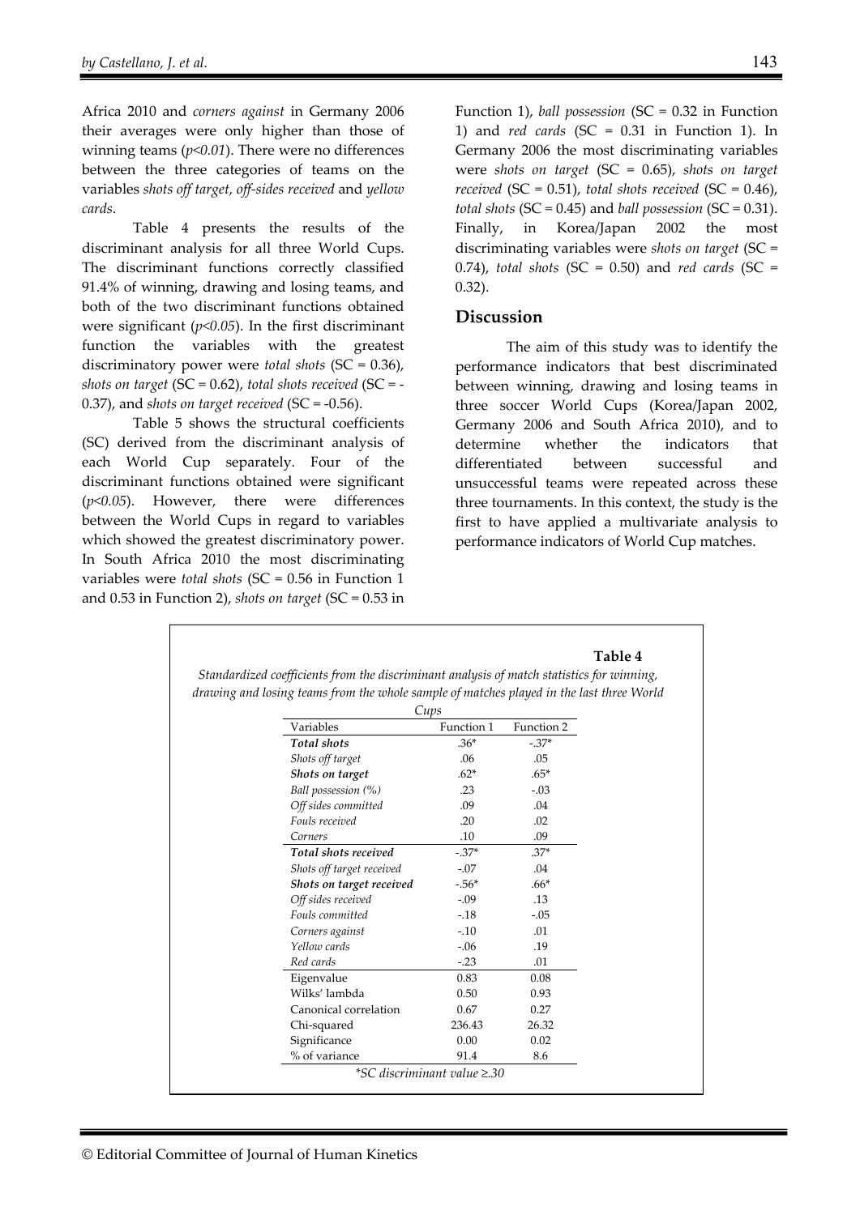Africa 2010 and *corners against* in Germany 2006 their averages were only higher than those of winning teams ($p<0.01$). There were no differences between the three categories of teams on the variables *shots off target, off-sides received* and *yellow cards*.

Table 4 presents the results of the discriminant analysis for all three World Cups. The discriminant functions correctly classified 91.4% of winning, drawing and losing teams, and both of the two discriminant functions obtained were significant ($p<0.05$). In the first discriminant function the variables with the greatest discriminatory power were *total shots* (SC = 0.36), *shots on target* (SC = 0.62), *total shots received* (SC = -0.37), and *shots on target received* (SC = -0.56).

Table 5 shows the structural coefficients (SC) derived from the discriminant analysis of each World Cup separately. Four of the discriminant functions obtained were significant ($p<0.05$). However, there were differences between the World Cups in regard to variables which showed the greatest discriminatory power. In South Africa 2010 the most discriminating variables were *total shots* (SC = 0.56 in Function 1 and 0.53 in Function 2), *shots on target* (SC = 0.53 in Function 1), *ball possession* (SC = 0.32 in Function 1) and *red cards* (SC = 0.31 in Function 1). In Germany 2006 the most discriminating variables were *shots on target* (SC = 0.65), *shots on target received* (SC = 0.51), *total shots received* (SC = 0.46), *total shots* (SC = 0.45) and *ball possession* (SC = 0.31). Finally, in Korea/Japan 2002 the most discriminating variables were *shots on target* (SC = 0.74), *total shots* (SC = 0.50) and *red cards* (SC = 0.32).

## Discussion

The aim of this study was to identify the performance indicators that best discriminated between winning, drawing and losing teams in three soccer World Cups (Korea/Japan 2002, Germany 2006 and South Africa 2010), and to determine whether the indicators that differentiated between successful and unsuccessful teams were repeated across these three tournaments. In this context, the study is the first to have applied a multivariate analysis to performance indicators of World Cup matches.

**Table 4**

*Standardized coefficients from the discriminant analysis of match statistics for winning, drawing and losing teams from the whole sample of matches played in the last three World Cups*

| Variables | Function 1 | Function 2 |
|---|---|---|
| ***Total shots*** | .36* | -.37* |
| *Shots off target* | .06 | .05 |
| ***Shots on target*** | .62* | .65* |
| *Ball possession (%)* | .23 | -.03 |
| *Off sides committed* | .09 | .04 |
| *Fouls received* | .20 | .02 |
| *Corners* | .10 | .09 |
| ***Total shots received*** | -.37* | .37* |
| *Shots off target received* | -.07 | .04 |
| ***Shots on target received*** | -.56* | .66* |
| *Off sides received* | -.09 | .13 |
| *Fouls committed* | -.18 | -.05 |
| *Corners against* | -.10 | .01 |
| *Yellow cards* | -.06 | .19 |
| *Red cards* | -.23 | .01 |
| Eigenvalue | 0.83 | 0.08 |
| Wilks' lambda | 0.50 | 0.93 |
| Canonical correlation | 0.67 | 0.27 |
| Chi-squared | 236.43 | 26.32 |
| Significance | 0.00 | 0.02 |
| % of variance | 91.4 | 8.6 |

*\*SC discriminant value ≥.30*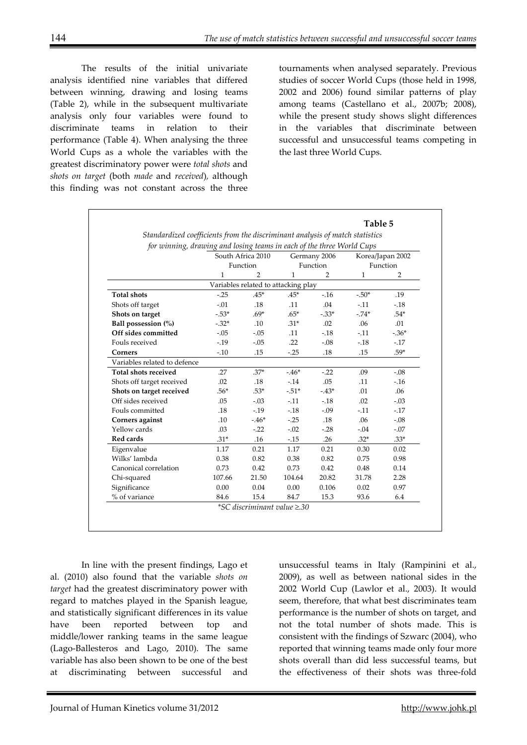The results of the initial univariate analysis identified nine variables that differed between winning, drawing and losing teams (Table 2), while in the subsequent multivariate analysis only four variables were found to discriminate teams in relation to their performance (Table 4). When analysing the three World Cups as a whole the variables with the greatest discriminatory power were *total shots* and *shots on target* (both *made* and *received*), although this finding was not constant across the three tournaments when analysed separately. Previous studies of soccer World Cups (those held in 1998, 2002 and 2006) found similar patterns of play among teams (Castellano et al., 2007b; 2008), while the present study shows slight differences in the variables that discriminate between successful and unsuccessful teams competing in the last three World Cups.

**Table 5**

*Standardized coefficients from the discriminant analysis of match statistics for winning, drawing and losing teams in each of the three World Cups*

| | South Africa 2010 | | Germany 2006 | | Korea/Japan 2002 | |
|---|---|---|---|---|---|---|
| | Function | | Function | | Function | |
| | 1 | 2 | 1 | 2 | 1 | 2 |
| Variables related to attacking play | | | | | | |
| **Total shots** | -.25 | .45* | .45* | -.16 | -.50* | .19 |
| Shots off target | -.01 | .18 | .11 | .04 | -.11 | -.18 |
| **Shots on target** | -.53* | .69* | .65* | -.33* | -.74* | .54* |
| **Ball possession (%)** | -.32* | .10 | .31* | .02 | .06 | .01 |
| **Off sides committed** | -.05 | -.05 | .11 | -.18 | -.11 | -.36* |
| Fouls received | -.19 | -.05 | .22 | -.08 | -.18 | -.17 |
| **Corners** | -.10 | .15 | -.25 | .18 | .15 | .59* |
| Variables related to defence | | | | | | |
| **Total shots received** | .27 | .37* | -.46* | -.22 | .09 | -.08 |
| Shots off target received | .02 | .18 | -.14 | .05 | .11 | -.16 |
| **Shots on target received** | .56* | .53* | -.51* | -.43* | .01 | .06 |
| Off sides received | .05 | -.03 | -.11 | -.18 | .02 | -.03 |
| Fouls committed | .18 | -.19 | -.18 | -.09 | -.11 | -.17 |
| **Corners against** | .10 | -.46* | -.25 | .18 | .06 | -.08 |
| Yellow cards | .03 | -.22 | -.02 | -.28 | -.04 | -.07 |
| **Red cards** | .31* | .16 | -.15 | .26 | .32* | .33* |
| Eigenvalue | 1.17 | 0.21 | 1.17 | 0.21 | 0.30 | 0.02 |
| Wilks' lambda | 0.38 | 0.82 | 0.38 | 0.82 | 0.75 | 0.98 |
| Canonical correlation | 0.73 | 0.42 | 0.73 | 0.42 | 0.48 | 0.14 |
| Chi-squared | 107.66 | 21.50 | 104.64 | 20.82 | 31.78 | 2.28 |
| Significance | 0.00 | 0.04 | 0.00 | 0.106 | 0.02 | 0.97 |
| % of variance | 84.6 | 15.4 | 84.7 | 15.3 | 93.6 | 6.4 |

*\*SC discriminant value ≥.30*

In line with the present findings, Lago et al. (2010) also found that the variable *shots on target* had the greatest discriminatory power with regard to matches played in the Spanish league, and statistically significant differences in its value have been reported between top and middle/lower ranking teams in the same league (Lago-Ballesteros and Lago, 2010). The same variable has also been shown to be one of the best at discriminating between successful and unsuccessful teams in Italy (Rampinini et al., 2009), as well as between national sides in the 2002 World Cup (Lawlor et al., 2003). It would seem, therefore, that what best discriminates team performance is the number of shots on target, and not the total number of shots made. This is consistent with the findings of Szwarc (2004), who reported that winning teams made only four more shots overall than did less successful teams, but the effectiveness of their shots was three-fold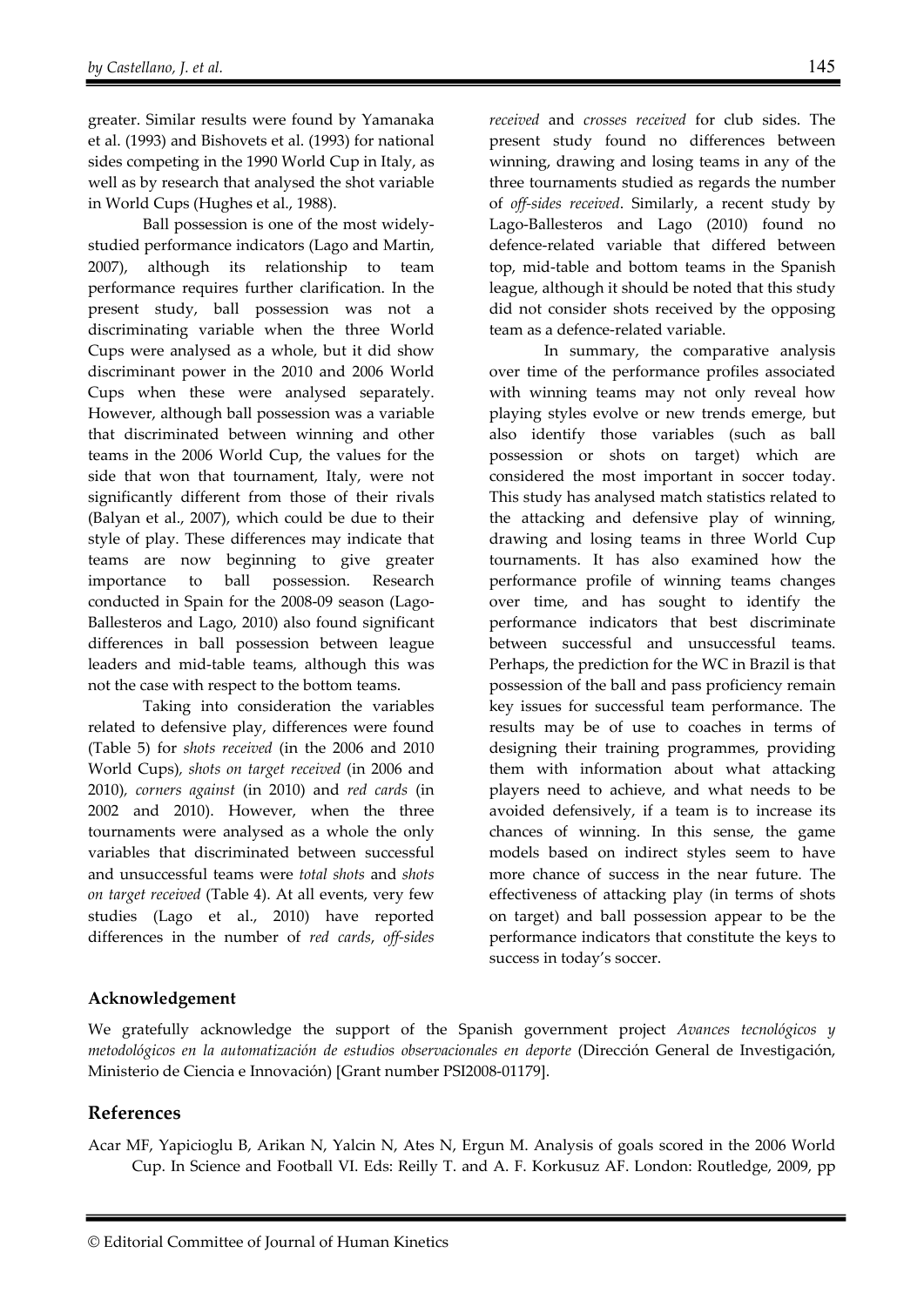greater. Similar results were found by Yamanaka et al. (1993) and Bishovets et al. (1993) for national sides competing in the 1990 World Cup in Italy, as well as by research that analysed the shot variable in World Cups (Hughes et al., 1988).

Ball possession is one of the most widely-studied performance indicators (Lago and Martin, 2007), although its relationship to team performance requires further clarification. In the present study, ball possession was not a discriminating variable when the three World Cups were analysed as a whole, but it did show discriminant power in the 2010 and 2006 World Cups when these were analysed separately. However, although ball possession was a variable that discriminated between winning and other teams in the 2006 World Cup, the values for the side that won that tournament, Italy, were not significantly different from those of their rivals (Balyan et al., 2007), which could be due to their style of play. These differences may indicate that teams are now beginning to give greater importance to ball possession. Research conducted in Spain for the 2008-09 season (Lago-Ballesteros and Lago, 2010) also found significant differences in ball possession between league leaders and mid-table teams, although this was not the case with respect to the bottom teams.

Taking into consideration the variables related to defensive play, differences were found (Table 5) for *shots received* (in the 2006 and 2010 World Cups)*, shots on target received* (in 2006 and 2010)*, corners against* (in 2010) and *red cards* (in 2002 and 2010). However, when the three tournaments were analysed as a whole the only variables that discriminated between successful and unsuccessful teams were *total shots* and *shots on target received* (Table 4). At all events, very few studies (Lago et al., 2010) have reported differences in the number of *red cards*, *off-sides received* and *crosses received* for club sides. The present study found no differences between winning, drawing and losing teams in any of the three tournaments studied as regards the number of *off-sides received*. Similarly, a recent study by Lago-Ballesteros and Lago (2010) found no defence-related variable that differed between top, mid-table and bottom teams in the Spanish league, although it should be noted that this study did not consider shots received by the opposing team as a defence-related variable.

In summary, the comparative analysis over time of the performance profiles associated with winning teams may not only reveal how playing styles evolve or new trends emerge, but also identify those variables (such as ball possession or shots on target) which are considered the most important in soccer today. This study has analysed match statistics related to the attacking and defensive play of winning, drawing and losing teams in three World Cup tournaments. It has also examined how the performance profile of winning teams changes over time, and has sought to identify the performance indicators that best discriminate between successful and unsuccessful teams. Perhaps, the prediction for the WC in Brazil is that possession of the ball and pass proficiency remain key issues for successful team performance. The results may be of use to coaches in terms of designing their training programmes, providing them with information about what attacking players need to achieve, and what needs to be avoided defensively, if a team is to increase its chances of winning. In this sense, the game models based on indirect styles seem to have more chance of success in the near future. The effectiveness of attacking play (in terms of shots on target) and ball possession appear to be the performance indicators that constitute the keys to success in today's soccer.

### Acknowledgement

We gratefully acknowledge the support of the Spanish government project *Avances tecnológicos y metodológicos en la automatización de estudios observacionales en deporte* (Dirección General de Investigación, Ministerio de Ciencia e Innovación) [Grant number PSI2008-01179].

## References

Acar MF, Yapicioglu B, Arikan N, Yalcin N, Ates N, Ergun M. Analysis of goals scored in the 2006 World Cup. In Science and Football VI. Eds: Reilly T. and A. F. Korkusuz AF. London: Routledge, 2009, pp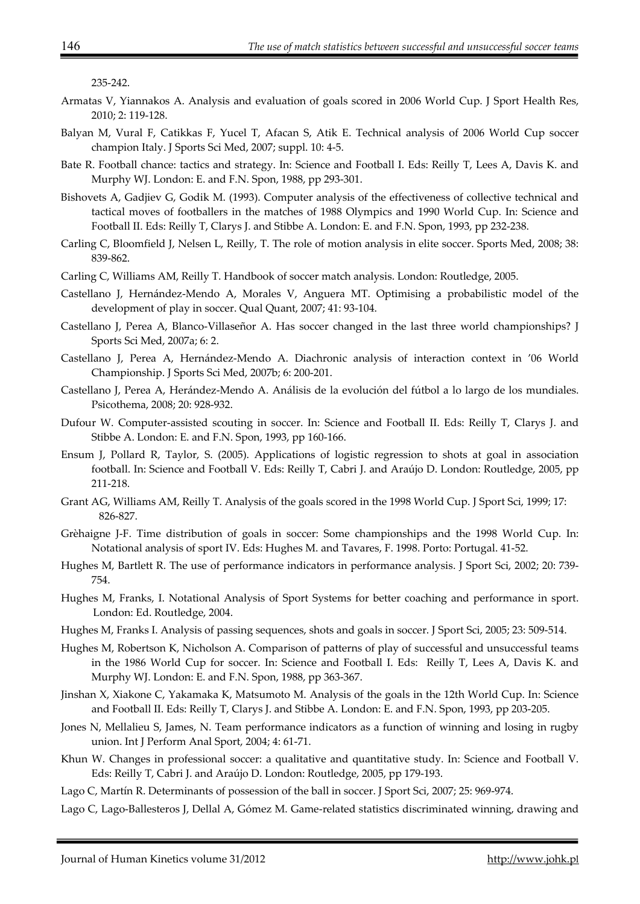235-242.

Armatas V, Yiannakos A. Analysis and evaluation of goals scored in 2006 World Cup. J Sport Health Res, 2010; 2: 119-128.

Balyan M, Vural F, Catikkas F, Yucel T, Afacan S, Atik E. Technical analysis of 2006 World Cup soccer champion Italy. J Sports Sci Med, 2007; suppl. 10: 4-5.

Bate R. Football chance: tactics and strategy. In: Science and Football I. Eds: Reilly T, Lees A, Davis K. and Murphy WJ. London: E. and F.N. Spon, 1988, pp 293-301.

Bishovets A, Gadjiev G, Godik M. (1993). Computer analysis of the effectiveness of collective technical and tactical moves of footballers in the matches of 1988 Olympics and 1990 World Cup. In: Science and Football II. Eds: Reilly T, Clarys J. and Stibbe A. London: E. and F.N. Spon, 1993, pp 232-238.

Carling C, Bloomfield J, Nelsen L, Reilly, T. The role of motion analysis in elite soccer. Sports Med, 2008; 38: 839-862.

Carling C, Williams AM, Reilly T. Handbook of soccer match analysis. London: Routledge, 2005.

Castellano J, Hernández-Mendo A, Morales V, Anguera MT. Optimising a probabilistic model of the development of play in soccer. Qual Quant, 2007; 41: 93-104.

Castellano J, Perea A, Blanco-Villaseñor A. Has soccer changed in the last three world championships? J Sports Sci Med, 2007a; 6: 2.

Castellano J, Perea A, Hernández-Mendo A. Diachronic analysis of interaction context in '06 World Championship. J Sports Sci Med, 2007b; 6: 200-201.

Castellano J, Perea A, Herández-Mendo A. Análisis de la evolución del fútbol a lo largo de los mundiales. Psicothema, 2008; 20: 928-932.

Dufour W. Computer-assisted scouting in soccer. In: Science and Football II. Eds: Reilly T, Clarys J. and Stibbe A. London: E. and F.N. Spon, 1993, pp 160-166.

Ensum J, Pollard R, Taylor, S. (2005). Applications of logistic regression to shots at goal in association football. In: Science and Football V. Eds: Reilly T, Cabri J. and Araújo D. London: Routledge, 2005, pp 211-218.

Grant AG, Williams AM, Reilly T. Analysis of the goals scored in the 1998 World Cup. J Sport Sci, 1999; 17: 826-827.

Grèhaigne J-F. Time distribution of goals in soccer: Some championships and the 1998 World Cup. In: Notational analysis of sport IV. Eds: Hughes M. and Tavares, F. 1998. Porto: Portugal. 41-52.

Hughes M, Bartlett R. The use of performance indicators in performance analysis. J Sport Sci, 2002; 20: 739-754.

Hughes M, Franks, I. Notational Analysis of Sport Systems for better coaching and performance in sport. London: Ed. Routledge, 2004.

Hughes M, Franks I. Analysis of passing sequences, shots and goals in soccer. J Sport Sci, 2005; 23: 509-514.

Hughes M, Robertson K, Nicholson A. Comparison of patterns of play of successful and unsuccessful teams in the 1986 World Cup for soccer. In: Science and Football I. Eds: Reilly T, Lees A, Davis K. and Murphy WJ. London: E. and F.N. Spon, 1988, pp 363-367.

Jinshan X, Xiakone C, Yakamaka K, Matsumoto M. Analysis of the goals in the 12th World Cup. In: Science and Football II. Eds: Reilly T, Clarys J. and Stibbe A. London: E. and F.N. Spon, 1993, pp 203-205.

Jones N, Mellalieu S, James, N. Team performance indicators as a function of winning and losing in rugby union. Int J Perform Anal Sport, 2004; 4: 61-71.

Khun W. Changes in professional soccer: a qualitative and quantitative study. In: Science and Football V. Eds: Reilly T, Cabri J. and Araújo D. London: Routledge, 2005, pp 179-193.

Lago C, Martín R. Determinants of possession of the ball in soccer. J Sport Sci, 2007; 25: 969-974.

Lago C, Lago-Ballesteros J, Dellal A, Gómez M. Game-related statistics discriminated winning, drawing and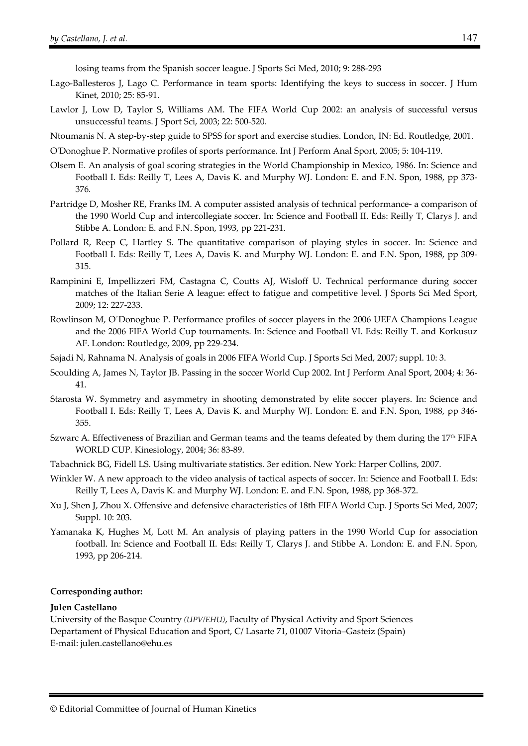losing teams from the Spanish soccer league. J Sports Sci Med, 2010; 9: 288-293

Lago-Ballesteros J, Lago C. Performance in team sports: Identifying the keys to success in soccer. J Hum Kinet, 2010; 25: 85-91.

Lawlor J, Low D, Taylor S, Williams AM. The FIFA World Cup 2002: an analysis of successful versus unsuccessful teams. J Sport Sci, 2003; 22: 500-520.

Ntoumanis N. A step-by-step guide to SPSS for sport and exercise studies. London, IN: Ed. Routledge, 2001.

O'Donoghue P. Normative profiles of sports performance. Int J Perform Anal Sport, 2005; 5: 104-119.

Olsem E. An analysis of goal scoring strategies in the World Championship in Mexico, 1986. In: Science and Football I. Eds: Reilly T, Lees A, Davis K. and Murphy WJ. London: E. and F.N. Spon, 1988, pp 373-376.

Partridge D, Mosher RE, Franks IM. A computer assisted analysis of technical performance- a comparison of the 1990 World Cup and intercollegiate soccer. In: Science and Football II. Eds: Reilly T, Clarys J. and Stibbe A. London: E. and F.N. Spon, 1993, pp 221-231.

Pollard R, Reep C, Hartley S. The quantitative comparison of playing styles in soccer. In: Science and Football I. Eds: Reilly T, Lees A, Davis K. and Murphy WJ. London: E. and F.N. Spon, 1988, pp 309-315.

Rampinini E, Impellizzeri FM, Castagna C, Coutts AJ, Wisloff U. Technical performance during soccer matches of the Italian Serie A league: effect to fatigue and competitive level. J Sports Sci Med Sport, 2009; 12: 227-233.

Rowlinson M, O´Donoghue P. Performance profiles of soccer players in the 2006 UEFA Champions League and the 2006 FIFA World Cup tournaments. In: Science and Football VI. Eds: Reilly T. and Korkusuz AF. London: Routledge, 2009, pp 229-234.

Sajadi N, Rahnama N. Analysis of goals in 2006 FIFA World Cup. J Sports Sci Med, 2007; suppl. 10: 3.

Scoulding A, James N, Taylor JB. Passing in the soccer World Cup 2002. Int J Perform Anal Sport, 2004; 4: 36-41.

Starosta W. Symmetry and asymmetry in shooting demonstrated by elite soccer players. In: Science and Football I. Eds: Reilly T, Lees A, Davis K. and Murphy WJ. London: E. and F.N. Spon, 1988, pp 346-355.

Szwarc A. Effectiveness of Brazilian and German teams and the teams defeated by them during the 17th FIFA WORLD CUP. Kinesiology, 2004; 36: 83-89.

Tabachnick BG, Fidell LS. Using multivariate statistics. 3er edition. New York: Harper Collins, 2007.

Winkler W. A new approach to the video analysis of tactical aspects of soccer. In: Science and Football I. Eds: Reilly T, Lees A, Davis K. and Murphy WJ. London: E. and F.N. Spon, 1988, pp 368-372.

Xu J, Shen J, Zhou X. Offensive and defensive characteristics of 18th FIFA World Cup. J Sports Sci Med, 2007; Suppl. 10: 203.

Yamanaka K, Hughes M, Lott M. An analysis of playing patters in the 1990 World Cup for association football. In: Science and Football II. Eds: Reilly T, Clarys J. and Stibbe A. London: E. and F.N. Spon, 1993, pp 206-214.

**Corresponding author:**

**Julen Castellano**

University of the Basque Country *(UPV/EHU)*, Faculty of Physical Activity and Sport Sciences
Departament of Physical Education and Sport, C/ Lasarte 71, 01007 Vitoria–Gasteiz (Spain)
E-mail: julen.castellano@ehu.es